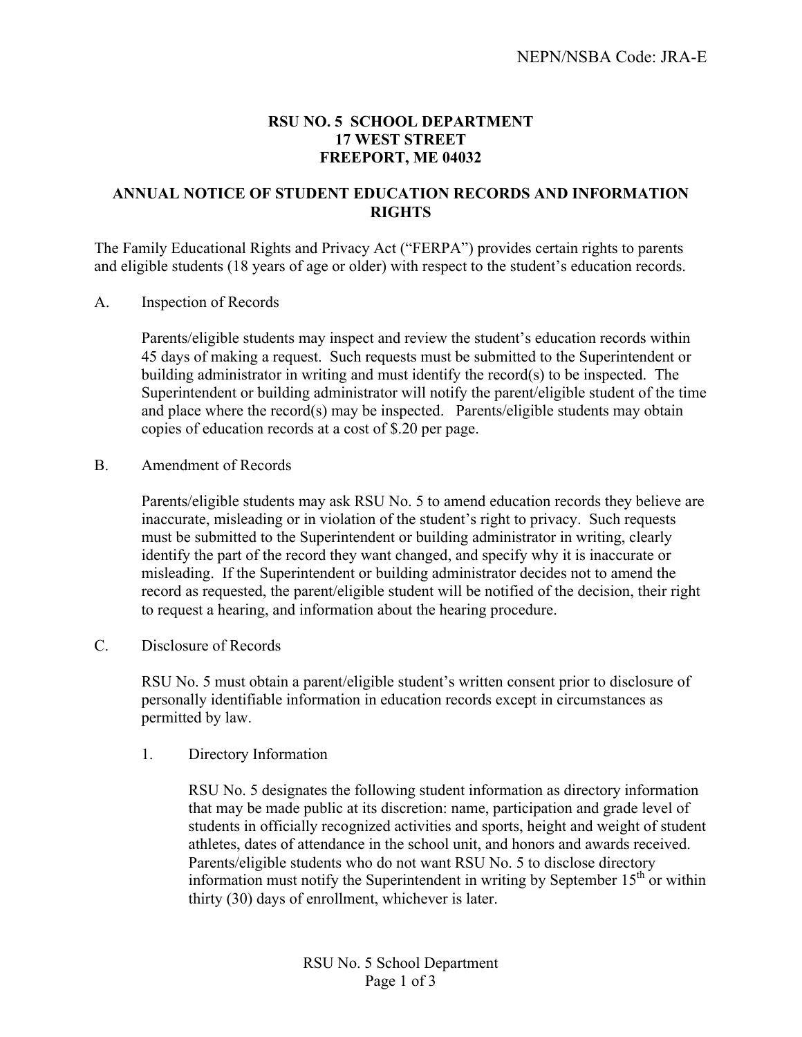NEPN/NSBA Code: JRA-E

**RSU NO. 5 SCHOOL DEPARTMENT**
**17 WEST STREET**
**FREEPORT, ME 04032**

## ANNUAL NOTICE OF STUDENT EDUCATION RECORDS AND INFORMATION RIGHTS

The Family Educational Rights and Privacy Act ("FERPA") provides certain rights to parents and eligible students (18 years of age or older) with respect to the student's education records.

A. Inspection of Records

Parents/eligible students may inspect and review the student's education records within 45 days of making a request. Such requests must be submitted to the Superintendent or building administrator in writing and must identify the record(s) to be inspected. The Superintendent or building administrator will notify the parent/eligible student of the time and place where the record(s) may be inspected. Parents/eligible students may obtain copies of education records at a cost of $.20 per page.

B. Amendment of Records

Parents/eligible students may ask RSU No. 5 to amend education records they believe are inaccurate, misleading or in violation of the student's right to privacy. Such requests must be submitted to the Superintendent or building administrator in writing, clearly identify the part of the record they want changed, and specify why it is inaccurate or misleading. If the Superintendent or building administrator decides not to amend the record as requested, the parent/eligible student will be notified of the decision, their right to request a hearing, and information about the hearing procedure.

C. Disclosure of Records

RSU No. 5 must obtain a parent/eligible student's written consent prior to disclosure of personally identifiable information in education records except in circumstances as permitted by law.

1. Directory Information

RSU No. 5 designates the following student information as directory information that may be made public at its discretion: name, participation and grade level of students in officially recognized activities and sports, height and weight of student athletes, dates of attendance in the school unit, and honors and awards received. Parents/eligible students who do not want RSU No. 5 to disclose directory information must notify the Superintendent in writing by September 15th or within thirty (30) days of enrollment, whichever is later.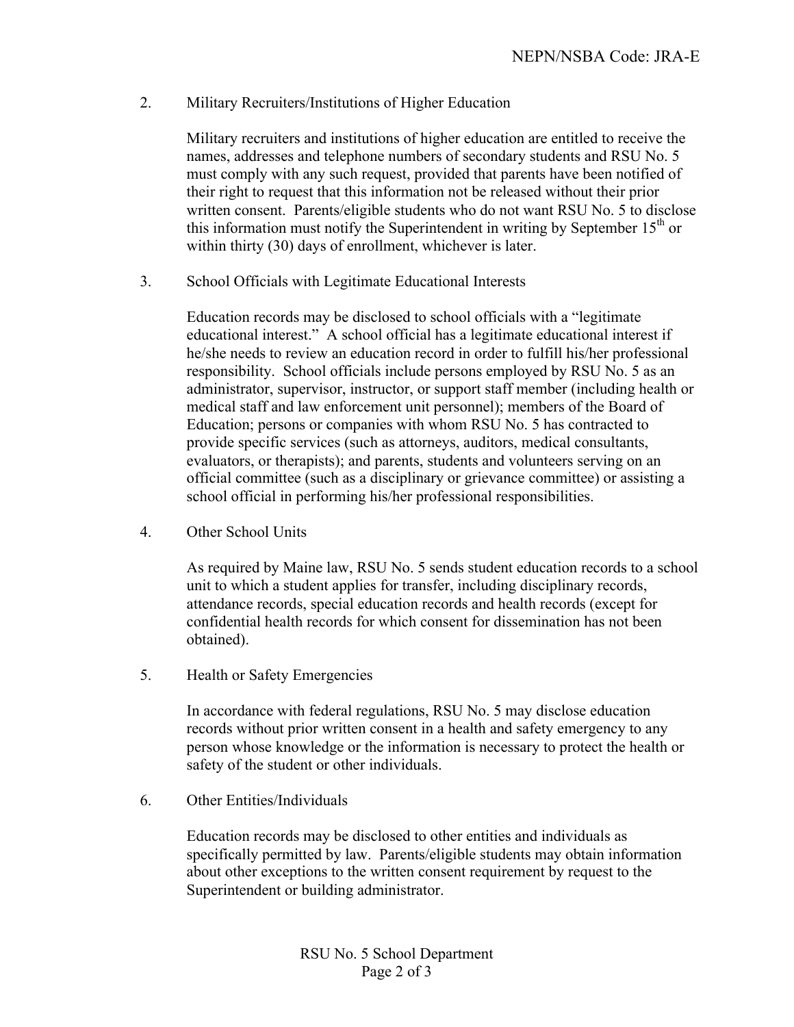2. Military Recruiters/Institutions of Higher Education

   Military recruiters and institutions of higher education are entitled to receive the names, addresses and telephone numbers of secondary students and RSU No. 5 must comply with any such request, provided that parents have been notified of their right to request that this information not be released without their prior written consent. Parents/eligible students who do not want RSU No. 5 to disclose this information must notify the Superintendent in writing by September 15th or within thirty (30) days of enrollment, whichever is later.

3. School Officials with Legitimate Educational Interests

   Education records may be disclosed to school officials with a "legitimate educational interest." A school official has a legitimate educational interest if he/she needs to review an education record in order to fulfill his/her professional responsibility. School officials include persons employed by RSU No. 5 as an administrator, supervisor, instructor, or support staff member (including health or medical staff and law enforcement unit personnel); members of the Board of Education; persons or companies with whom RSU No. 5 has contracted to provide specific services (such as attorneys, auditors, medical consultants, evaluators, or therapists); and parents, students and volunteers serving on an official committee (such as a disciplinary or grievance committee) or assisting a school official in performing his/her professional responsibilities.

4. Other School Units

   As required by Maine law, RSU No. 5 sends student education records to a school unit to which a student applies for transfer, including disciplinary records, attendance records, special education records and health records (except for confidential health records for which consent for dissemination has not been obtained).

5. Health or Safety Emergencies

   In accordance with federal regulations, RSU No. 5 may disclose education records without prior written consent in a health and safety emergency to any person whose knowledge or the information is necessary to protect the health or safety of the student or other individuals.

6. Other Entities/Individuals

   Education records may be disclosed to other entities and individuals as specifically permitted by law. Parents/eligible students may obtain information about other exceptions to the written consent requirement by request to the Superintendent or building administrator.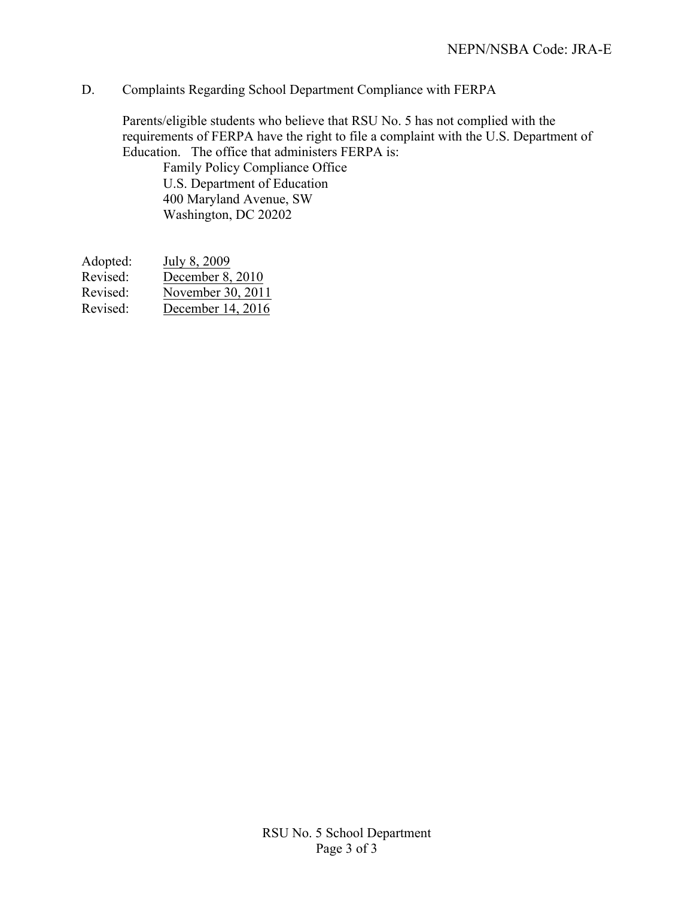D. Complaints Regarding School Department Compliance with FERPA

Parents/eligible students who believe that RSU No. 5 has not complied with the requirements of FERPA have the right to file a complaint with the U.S. Department of Education. The office that administers FERPA is:

Family Policy Compliance Office
U.S. Department of Education
400 Maryland Avenue, SW
Washington, DC 20202

Adopted: July 8, 2009
Revised: December 8, 2010
Revised: November 30, 2011
Revised: December 14, 2016